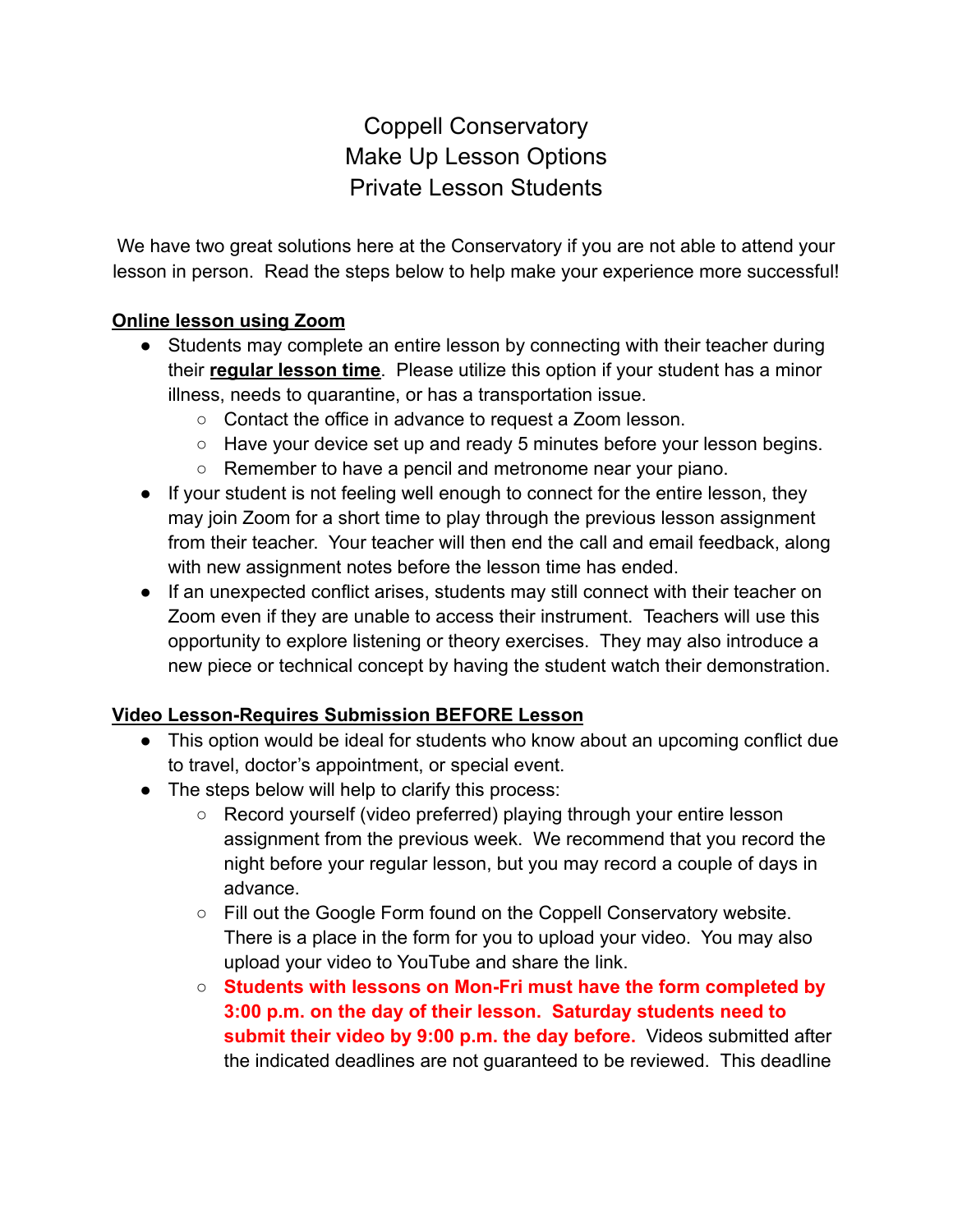# Coppell Conservatory
# Make Up Lesson Options
# Private Lesson Students

We have two great solutions here at the Conservatory if you are not able to attend your lesson in person. Read the steps below to help make your experience more successful!

## Online lesson using Zoom

- Students may complete an entire lesson by connecting with their teacher during their **regular lesson time**. Please utilize this option if your student has a minor illness, needs to quarantine, or has a transportation issue.
  - Contact the office in advance to request a Zoom lesson.
  - Have your device set up and ready 5 minutes before your lesson begins.
  - Remember to have a pencil and metronome near your piano.
- If your student is not feeling well enough to connect for the entire lesson, they may join Zoom for a short time to play through the previous lesson assignment from their teacher. Your teacher will then end the call and email feedback, along with new assignment notes before the lesson time has ended.
- If an unexpected conflict arises, students may still connect with their teacher on Zoom even if they are unable to access their instrument. Teachers will use this opportunity to explore listening or theory exercises. They may also introduce a new piece or technical concept by having the student watch their demonstration.

## Video Lesson-Requires Submission BEFORE Lesson

- This option would be ideal for students who know about an upcoming conflict due to travel, doctor's appointment, or special event.
- The steps below will help to clarify this process:
  - Record yourself (video preferred) playing through your entire lesson assignment from the previous week. We recommend that you record the night before your regular lesson, but you may record a couple of days in advance.
  - Fill out the Google Form found on the Coppell Conservatory website. There is a place in the form for you to upload your video. You may also upload your video to YouTube and share the link.
  - **Students with lessons on Mon-Fri must have the form completed by 3:00 p.m. on the day of their lesson. Saturday students need to submit their video by 9:00 p.m. the day before.** Videos submitted after the indicated deadlines are not guaranteed to be reviewed. This deadline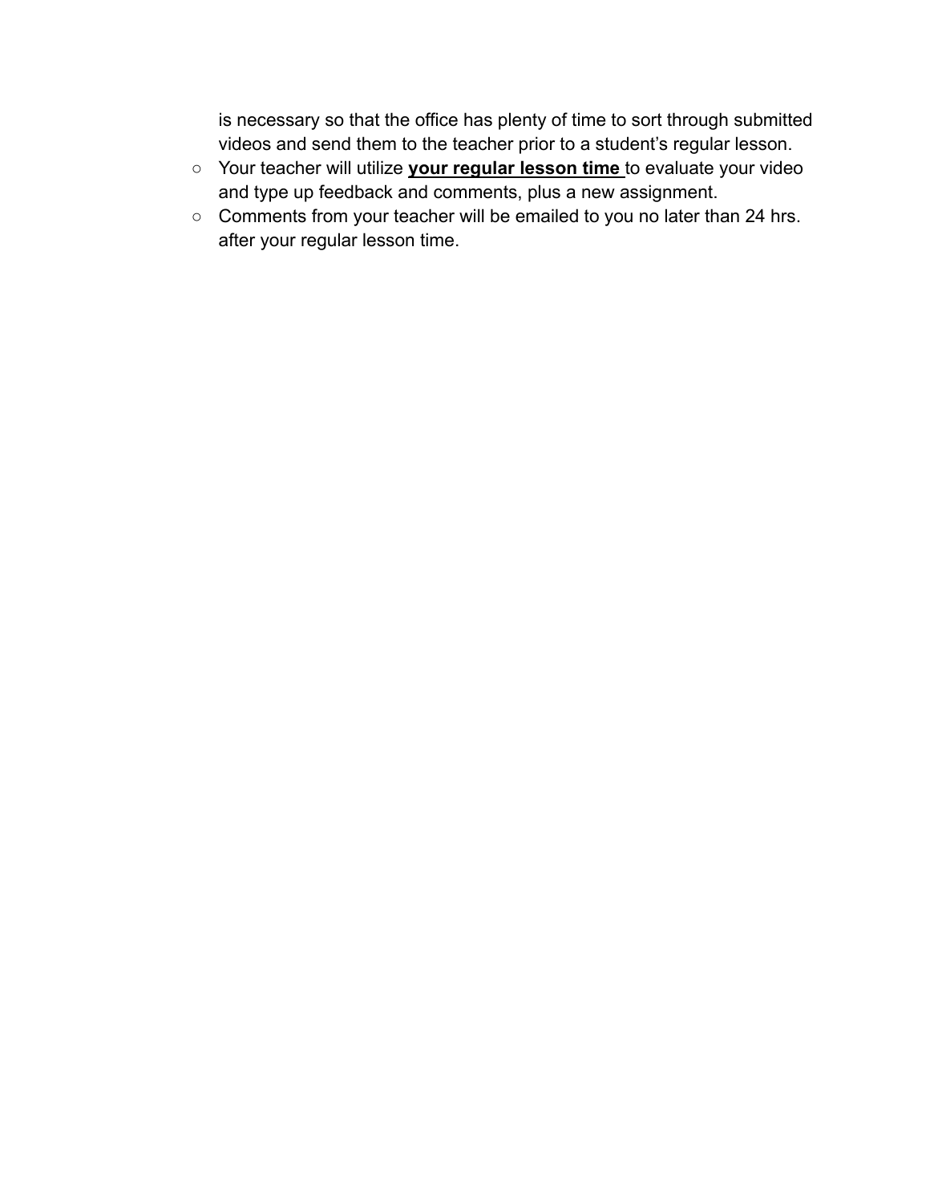is necessary so that the office has plenty of time to sort through submitted videos and send them to the teacher prior to a student's regular lesson.

- Your teacher will utilize **<u>your regular lesson time</u>** to evaluate your video and type up feedback and comments, plus a new assignment.
- Comments from your teacher will be emailed to you no later than 24 hrs. after your regular lesson time.